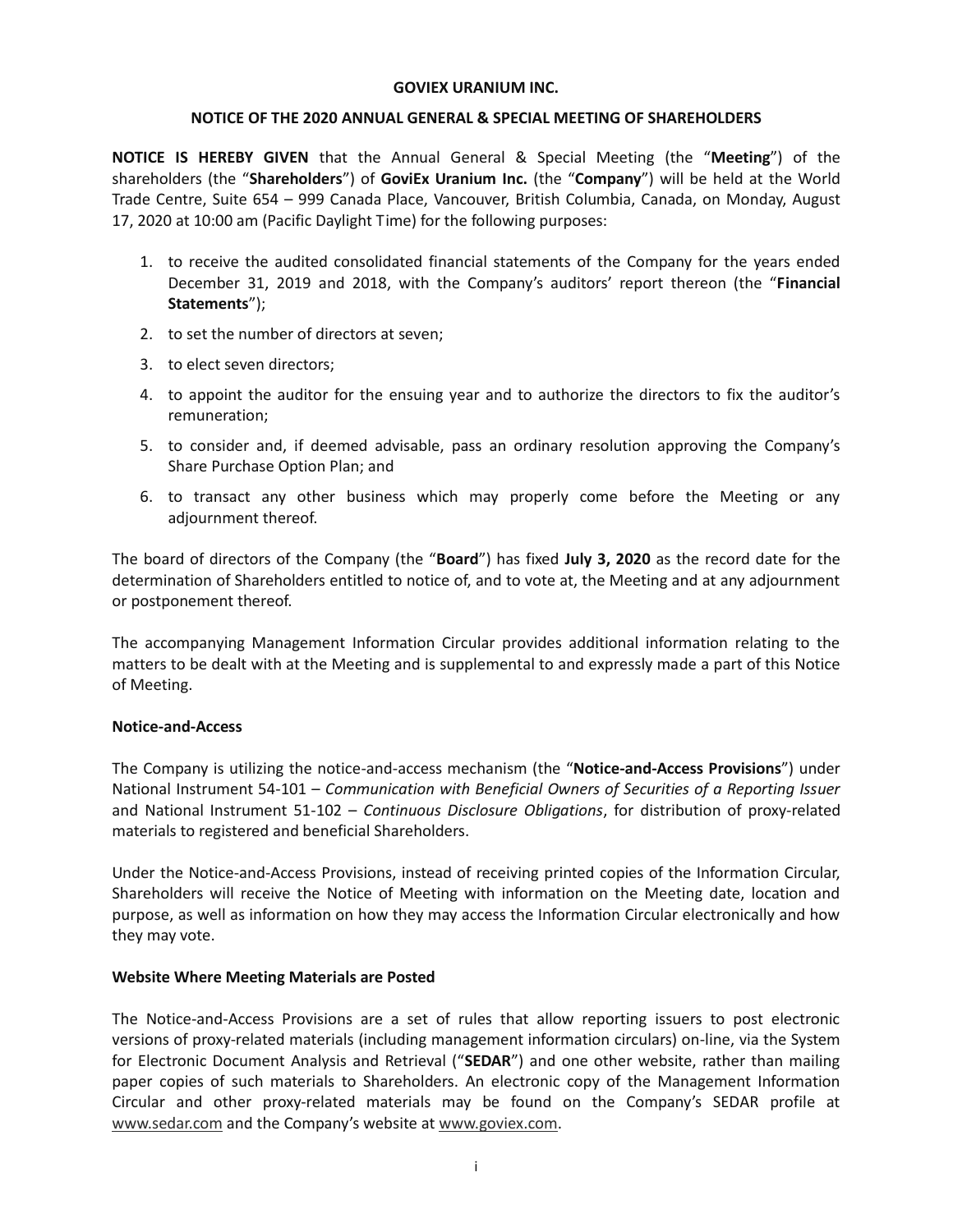# GOVIEX URANIUM INC.

## NOTICE OF THE 2020 ANNUAL GENERAL & SPECIAL MEETING OF SHAREHOLDERS

**NOTICE IS HEREBY GIVEN** that the Annual General & Special Meeting (the "**Meeting**") of the shareholders (the "**Shareholders**") of **GoviEx Uranium Inc.** (the "**Company**") will be held at the World Trade Centre, Suite 654 – 999 Canada Place, Vancouver, British Columbia, Canada, on Monday, August 17, 2020 at 10:00 am (Pacific Daylight Time) for the following purposes:

1. to receive the audited consolidated financial statements of the Company for the years ended December 31, 2019 and 2018, with the Company's auditors' report thereon (the "**Financial Statements**");
2. to set the number of directors at seven;
3. to elect seven directors;
4. to appoint the auditor for the ensuing year and to authorize the directors to fix the auditor's remuneration;
5. to consider and, if deemed advisable, pass an ordinary resolution approving the Company's Share Purchase Option Plan; and
6. to transact any other business which may properly come before the Meeting or any adjournment thereof.

The board of directors of the Company (the "**Board**") has fixed **July 3, 2020** as the record date for the determination of Shareholders entitled to notice of, and to vote at, the Meeting and at any adjournment or postponement thereof.

The accompanying Management Information Circular provides additional information relating to the matters to be dealt with at the Meeting and is supplemental to and expressly made a part of this Notice of Meeting.

### Notice-and-Access

The Company is utilizing the notice-and-access mechanism (the "**Notice-and-Access Provisions**") under National Instrument 54-101 – *Communication with Beneficial Owners of Securities of a Reporting Issuer* and National Instrument 51-102 – *Continuous Disclosure Obligations*, for distribution of proxy-related materials to registered and beneficial Shareholders.

Under the Notice-and-Access Provisions, instead of receiving printed copies of the Information Circular, Shareholders will receive the Notice of Meeting with information on the Meeting date, location and purpose, as well as information on how they may access the Information Circular electronically and how they may vote.

### Website Where Meeting Materials are Posted

The Notice-and-Access Provisions are a set of rules that allow reporting issuers to post electronic versions of proxy-related materials (including management information circulars) on-line, via the System for Electronic Document Analysis and Retrieval ("**SEDAR**") and one other website, rather than mailing paper copies of such materials to Shareholders. An electronic copy of the Management Information Circular and other proxy-related materials may be found on the Company's SEDAR profile at www.sedar.com and the Company's website at www.goviex.com.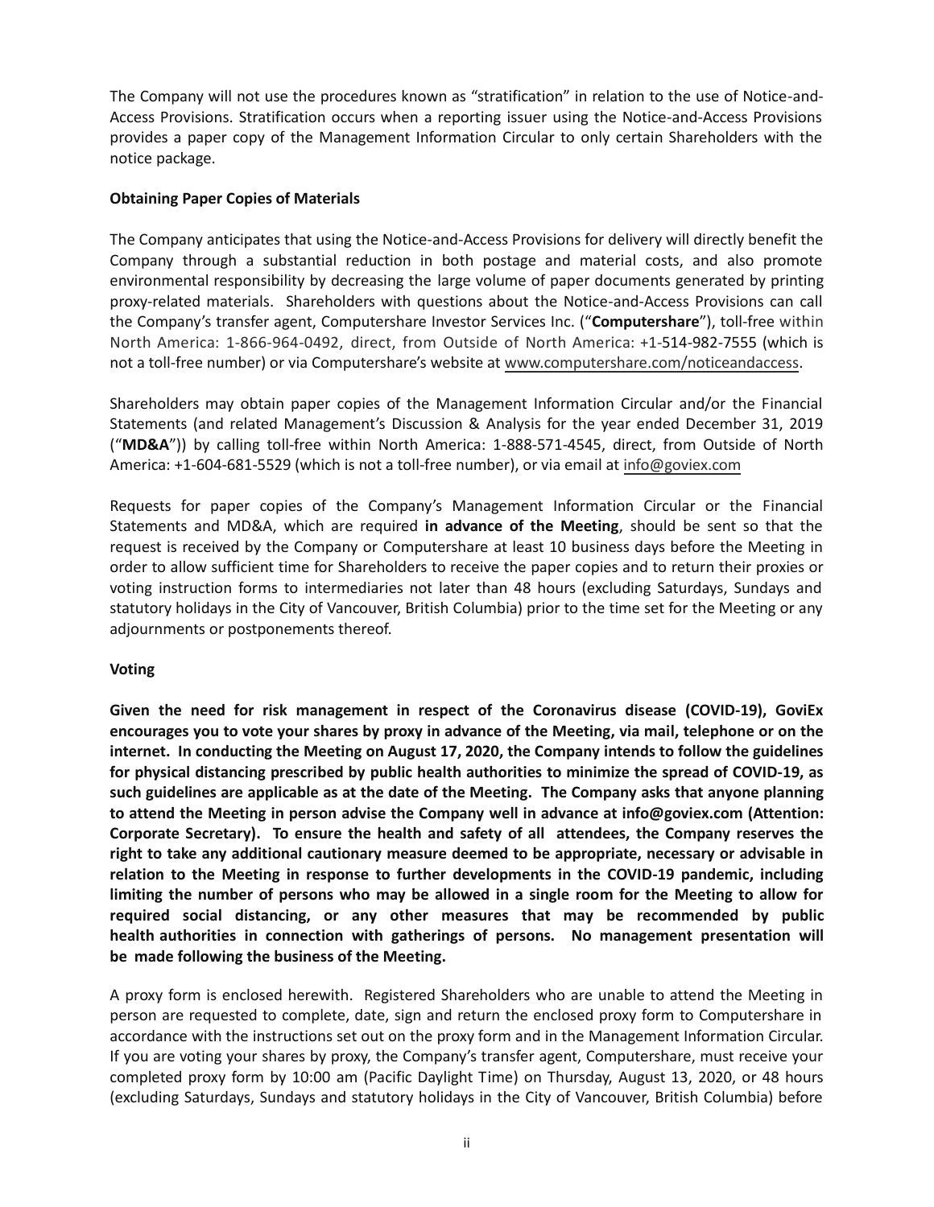The Company will not use the procedures known as "stratification" in relation to the use of Notice-and-Access Provisions. Stratification occurs when a reporting issuer using the Notice-and-Access Provisions provides a paper copy of the Management Information Circular to only certain Shareholders with the notice package.

**Obtaining Paper Copies of Materials**

The Company anticipates that using the Notice-and-Access Provisions for delivery will directly benefit the Company through a substantial reduction in both postage and material costs, and also promote environmental responsibility by decreasing the large volume of paper documents generated by printing proxy-related materials. Shareholders with questions about the Notice-and-Access Provisions can call the Company's transfer agent, Computershare Investor Services Inc. ("**Computershare**"), toll-free within North America: 1-866-964-0492, direct, from Outside of North America: +1-514-982-7555 (which is not a toll-free number) or via Computershare's website at www.computershare.com/noticeandaccess.

Shareholders may obtain paper copies of the Management Information Circular and/or the Financial Statements (and related Management's Discussion & Analysis for the year ended December 31, 2019 ("**MD&A**")) by calling toll-free within North America: 1-888-571-4545, direct, from Outside of North America: +1-604-681-5529 (which is not a toll-free number), or via email at info@goviex.com

Requests for paper copies of the Company's Management Information Circular or the Financial Statements and MD&A, which are required **in advance of the Meeting**, should be sent so that the request is received by the Company or Computershare at least 10 business days before the Meeting in order to allow sufficient time for Shareholders to receive the paper copies and to return their proxies or voting instruction forms to intermediaries not later than 48 hours (excluding Saturdays, Sundays and statutory holidays in the City of Vancouver, British Columbia) prior to the time set for the Meeting or any adjournments or postponements thereof.

**Voting**

**Given the need for risk management in respect of the Coronavirus disease (COVID-19), GoviEx encourages you to vote your shares by proxy in advance of the Meeting, via mail, telephone or on the internet. In conducting the Meeting on August 17, 2020, the Company intends to follow the guidelines for physical distancing prescribed by public health authorities to minimize the spread of COVID-19, as such guidelines are applicable as at the date of the Meeting. The Company asks that anyone planning to attend the Meeting in person advise the Company well in advance at info@goviex.com (Attention: Corporate Secretary). To ensure the health and safety of all attendees, the Company reserves the right to take any additional cautionary measure deemed to be appropriate, necessary or advisable in relation to the Meeting in response to further developments in the COVID-19 pandemic, including limiting the number of persons who may be allowed in a single room for the Meeting to allow for required social distancing, or any other measures that may be recommended by public health authorities in connection with gatherings of persons. No management presentation will be made following the business of the Meeting.**

A proxy form is enclosed herewith. Registered Shareholders who are unable to attend the Meeting in person are requested to complete, date, sign and return the enclosed proxy form to Computershare in accordance with the instructions set out on the proxy form and in the Management Information Circular. If you are voting your shares by proxy, the Company's transfer agent, Computershare, must receive your completed proxy form by 10:00 am (Pacific Daylight Time) on Thursday, August 13, 2020, or 48 hours (excluding Saturdays, Sundays and statutory holidays in the City of Vancouver, British Columbia) before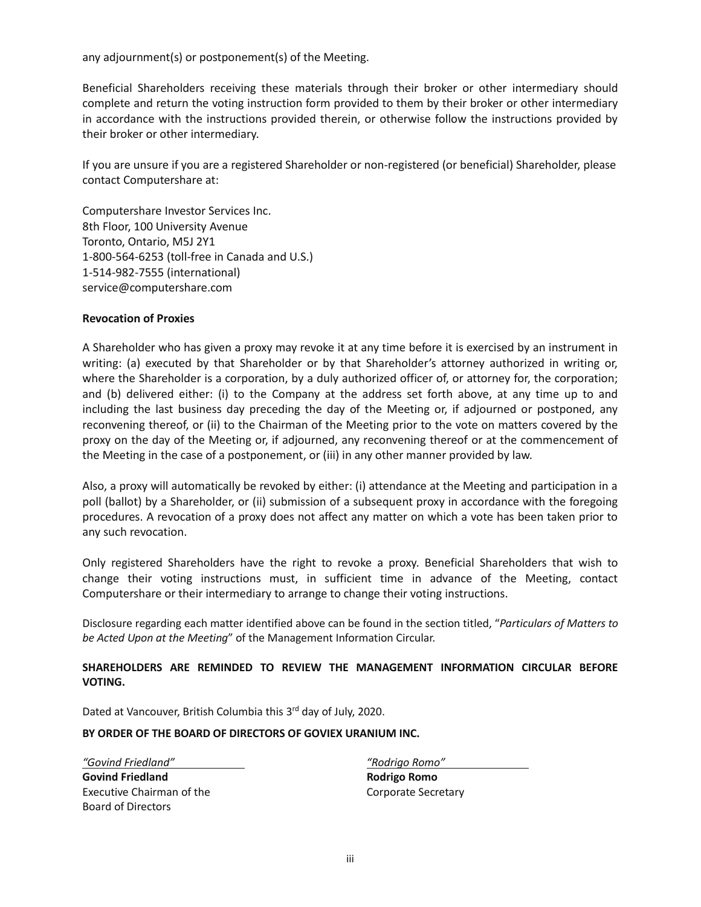any adjournment(s) or postponement(s) of the Meeting.

Beneficial Shareholders receiving these materials through their broker or other intermediary should complete and return the voting instruction form provided to them by their broker or other intermediary in accordance with the instructions provided therein, or otherwise follow the instructions provided by their broker or other intermediary.

If you are unsure if you are a registered Shareholder or non-registered (or beneficial) Shareholder, please contact Computershare at:

Computershare Investor Services Inc.
8th Floor, 100 University Avenue
Toronto, Ontario, M5J 2Y1
1-800-564-6253 (toll-free in Canada and U.S.)
1-514-982-7555 (international)
service@computershare.com

**Revocation of Proxies**

A Shareholder who has given a proxy may revoke it at any time before it is exercised by an instrument in writing: (a) executed by that Shareholder or by that Shareholder's attorney authorized in writing or, where the Shareholder is a corporation, by a duly authorized officer of, or attorney for, the corporation; and (b) delivered either: (i) to the Company at the address set forth above, at any time up to and including the last business day preceding the day of the Meeting or, if adjourned or postponed, any reconvening thereof, or (ii) to the Chairman of the Meeting prior to the vote on matters covered by the proxy on the day of the Meeting or, if adjourned, any reconvening thereof or at the commencement of the Meeting in the case of a postponement, or (iii) in any other manner provided by law.

Also, a proxy will automatically be revoked by either: (i) attendance at the Meeting and participation in a poll (ballot) by a Shareholder, or (ii) submission of a subsequent proxy in accordance with the foregoing procedures. A revocation of a proxy does not affect any matter on which a vote has been taken prior to any such revocation.

Only registered Shareholders have the right to revoke a proxy. Beneficial Shareholders that wish to change their voting instructions must, in sufficient time in advance of the Meeting, contact Computershare or their intermediary to arrange to change their voting instructions.

Disclosure regarding each matter identified above can be found in the section titled, "*Particulars of Matters to be Acted Upon at the Meeting*" of the Management Information Circular.

**SHAREHOLDERS ARE REMINDED TO REVIEW THE MANAGEMENT INFORMATION CIRCULAR BEFORE VOTING.**

Dated at Vancouver, British Columbia this 3rd day of July, 2020.

**BY ORDER OF THE BOARD OF DIRECTORS OF GOVIEX URANIUM INC.**

*"Govind Friedland"*
**Govind Friedland**
Executive Chairman of the Board of Directors

*"Rodrigo Romo"*
**Rodrigo Romo**
Corporate Secretary